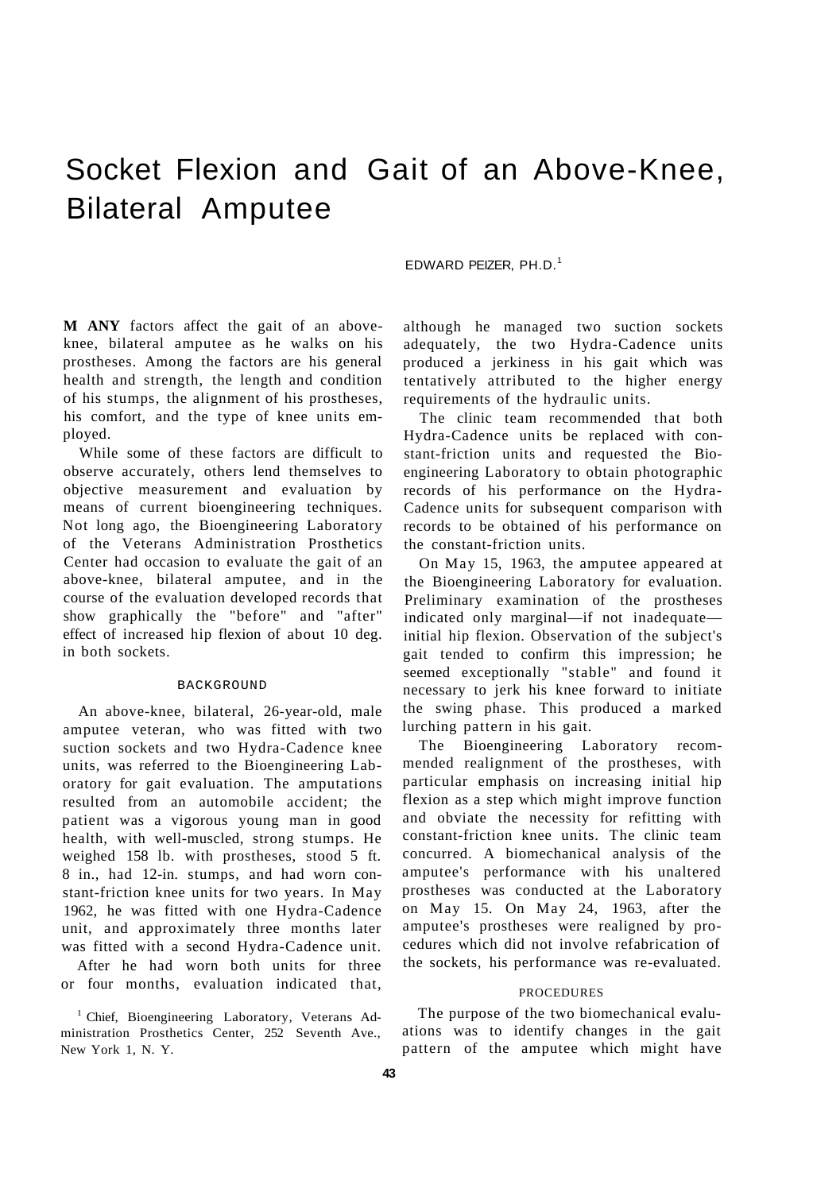# Socket Flexion and Gait of an Above-Knee, Bilateral Amputee

EDWARD PEIZER, PH.D.[1]

**MANY** factors affect the gait of an above-knee, bilateral amputee as he walks on his prostheses. Among the factors are his general health and strength, the length and condition of his stumps, the alignment of his prostheses, his comfort, and the type of knee units employed.

While some of these factors are difficult to observe accurately, others lend themselves to objective measurement and evaluation by means of current bioengineering techniques. Not long ago, the Bioengineering Laboratory of the Veterans Administration Prosthetics Center had occasion to evaluate the gait of an above-knee, bilateral amputee, and in the course of the evaluation developed records that show graphically the "before" and "after" effect of increased hip flexion of about 10 deg. in both sockets.

## BACKGROUND

An above-knee, bilateral, 26-year-old, male amputee veteran, who was fitted with two suction sockets and two Hydra-Cadence knee units, was referred to the Bioengineering Laboratory for gait evaluation. The amputations resulted from an automobile accident; the patient was a vigorous young man in good health, with well-muscled, strong stumps. He weighed 158 lb. with prostheses, stood 5 ft. 8 in., had 12-in. stumps, and had worn constant-friction knee units for two years. In May 1962, he was fitted with one Hydra-Cadence unit, and approximately three months later was fitted with a second Hydra-Cadence unit.

After he had worn both units for three or four months, evaluation indicated that, although he managed two suction sockets adequately, the two Hydra-Cadence units produced a jerkiness in his gait which was tentatively attributed to the higher energy requirements of the hydraulic units.

The clinic team recommended that both Hydra-Cadence units be replaced with constant-friction units and requested the Bioengineering Laboratory to obtain photographic records of his performance on the Hydra-Cadence units for subsequent comparison with records to be obtained of his performance on the constant-friction units.

On May 15, 1963, the amputee appeared at the Bioengineering Laboratory for evaluation. Preliminary examination of the prostheses indicated only marginal—if not inadequate—initial hip flexion. Observation of the subject's gait tended to confirm this impression; he seemed exceptionally "stable" and found it necessary to jerk his knee forward to initiate the swing phase. This produced a marked lurching pattern in his gait.

The Bioengineering Laboratory recommended realignment of the prostheses, with particular emphasis on increasing initial hip flexion as a step which might improve function and obviate the necessity for refitting with constant-friction knee units. The clinic team concurred. A biomechanical analysis of the amputee's performance with his unaltered prostheses was conducted at the Laboratory on May 15. On May 24, 1963, after the amputee's prostheses were realigned by procedures which did not involve refabrication of the sockets, his performance was re-evaluated.

## PROCEDURES

The purpose of the two biomechanical evaluations was to identify changes in the gait pattern of the amputee which might have

[1] Chief, Bioengineering Laboratory, Veterans Administration Prosthetics Center, 252 Seventh Ave., New York 1, N. Y.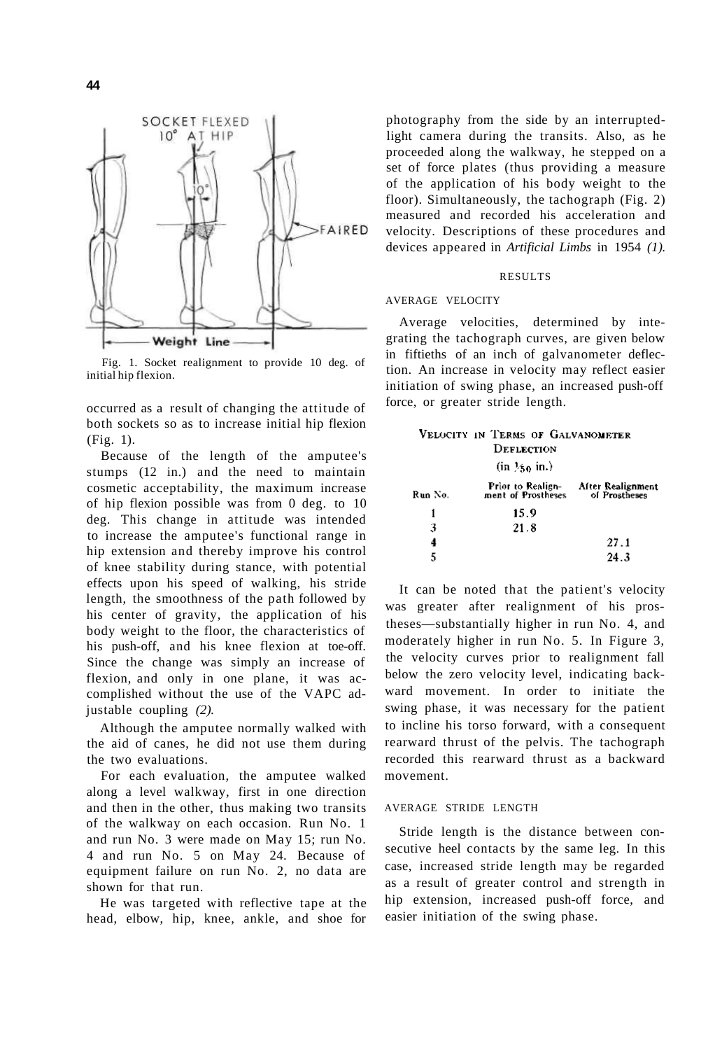Fig. 1. Socket realignment to provide 10 deg. of initial hip flexion.

occurred as a result of changing the attitude of both sockets so as to increase initial hip flexion (Fig. 1).

Because of the length of the amputee's stumps (12 in.) and the need to maintain cosmetic acceptability, the maximum increase of hip flexion possible was from 0 deg. to 10 deg. This change in attitude was intended to increase the amputee's functional range in hip extension and thereby improve his control of knee stability during stance, with potential effects upon his speed of walking, his stride length, the smoothness of the path followed by his center of gravity, the application of his body weight to the floor, the characteristics of his push-off, and his knee flexion at toe-off. Since the change was simply an increase of flexion, and only in one plane, it was accomplished without the use of the VAPC adjustable coupling *(2).*

Although the amputee normally walked with the aid of canes, he did not use them during the two evaluations.

For each evaluation, the amputee walked along a level walkway, first in one direction and then in the other, thus making two transits of the walkway on each occasion. Run No. 1 and run No. 3 were made on May 15; run No. 4 and run No. 5 on May 24. Because of equipment failure on run No. 2, no data are shown for that run.

He was targeted with reflective tape at the head, elbow, hip, knee, ankle, and shoe for photography from the side by an interrupted-light camera during the transits. Also, as he proceeded along the walkway, he stepped on a set of force plates (thus providing a measure of the application of his body weight to the floor). Simultaneously, the tachograph (Fig. 2) measured and recorded his acceleration and velocity. Descriptions of these procedures and devices appeared in *Artificial Limbs* in 1954 *(1).*

## RESULTS

### AVERAGE VELOCITY

Average velocities, determined by integrating the tachograph curves, are given below in fiftieths of an inch of galvanometer deflection. An increase in velocity may reflect easier initiation of swing phase, an increased push-off force, or greater stride length.

**VELOCITY IN TERMS OF GALVANOMETER DEFLECTION (in 1/50 in.)**

| Run No. | Prior to Realignment of Prostheses | After Realignment of Prostheses |
|---|---|---|
| 1 | 15.9 | |
| 3 | 21.8 | |
| 4 | | 27.1 |
| 5 | | 24.3 |

It can be noted that the patient's velocity was greater after realignment of his prostheses—substantially higher in run No. 4, and moderately higher in run No. 5. In Figure 3, the velocity curves prior to realignment fall below the zero velocity level, indicating backward movement. In order to initiate the swing phase, it was necessary for the patient to incline his torso forward, with a consequent rearward thrust of the pelvis. The tachograph recorded this rearward thrust as a backward movement.

### AVERAGE STRIDE LENGTH

Stride length is the distance between consecutive heel contacts by the same leg. In this case, increased stride length may be regarded as a result of greater control and strength in hip extension, increased push-off force, and easier initiation of the swing phase.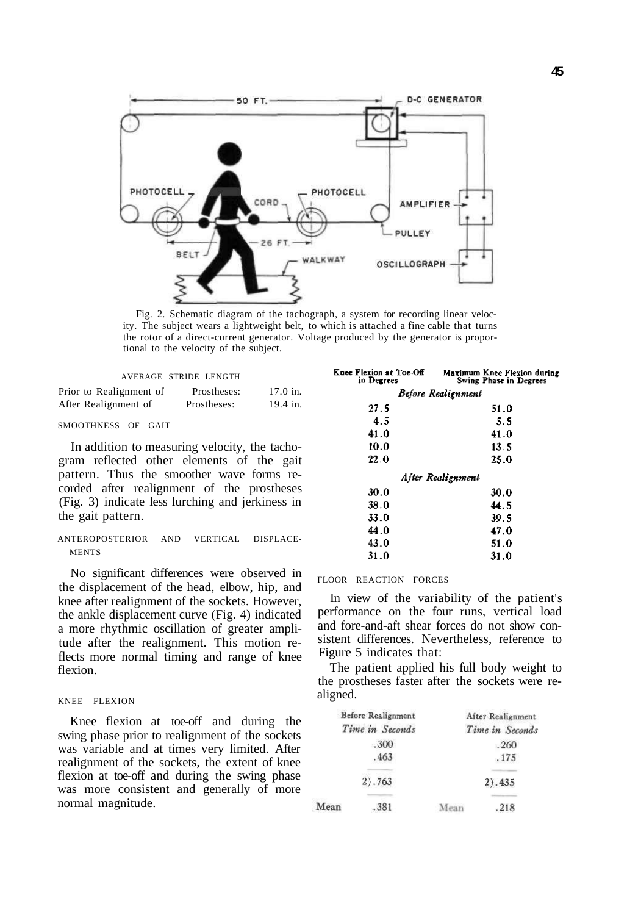Fig. 2. Schematic diagram of the tachograph, a system for recording linear velocity. The subject wears a lightweight belt, to which is attached a fine cable that turns the rotor of a direct-current generator. Voltage produced by the generator is proportional to the velocity of the subject.

AVERAGE STRIDE LENGTH

| | | |
|---|---|---|
| Prior to Realignment of | Prostheses: | 17.0 in. |
| After Realignment of | Prostheses: | 19.4 in. |

SMOOTHNESS OF GAIT

In addition to measuring velocity, the tachogram reflected other elements of the gait pattern. Thus the smoother wave forms recorded after realignment of the prostheses (Fig. 3) indicate less lurching and jerkiness in the gait pattern.

ANTEROPOSTERIOR AND VERTICAL DISPLACEMENTS

No significant differences were observed in the displacement of the head, elbow, hip, and knee after realignment of the sockets. However, the ankle displacement curve (Fig. 4) indicated a more rhythmic oscillation of greater amplitude after the realignment. This motion reflects more normal timing and range of knee flexion.

KNEE FLEXION

Knee flexion at toe-off and during the swing phase prior to realignment of the sockets was variable and at times very limited. After realignment of the sockets, the extent of knee flexion at toe-off and during the swing phase was more consistent and generally of more normal magnitude.

| Knee Flexion at Toe-Off in Degrees | Maximum Knee Flexion during Swing Phase in Degrees |
|---|---|
| *Before Realignment* | |
| 27.5 | 51.0 |
| 4.5 | 5.5 |
| 41.0 | 41.0 |
| 10.0 | 13.5 |
| 22.0 | 25.0 |
| *After Realignment* | |
| 30.0 | 30.0 |
| 38.0 | 44.5 |
| 33.0 | 39.5 |
| 44.0 | 47.0 |
| 43.0 | 51.0 |
| 31.0 | 31.0 |

FLOOR REACTION FORCES

In view of the variability of the patient's performance on the four runs, vertical load and fore-and-aft shear forces do not show consistent differences. Nevertheless, reference to Figure 5 indicates that:

The patient applied his full body weight to the prostheses faster after the sockets were realigned.

| | Before Realignment *Time in Seconds* | | After Realignment *Time in Seconds* |
|---|---|---|---|
| | .300 | | .260 |
| | .463 | | .175 |
| | 2).763 | | 2).435 |
| Mean | .381 | Mean | .218 |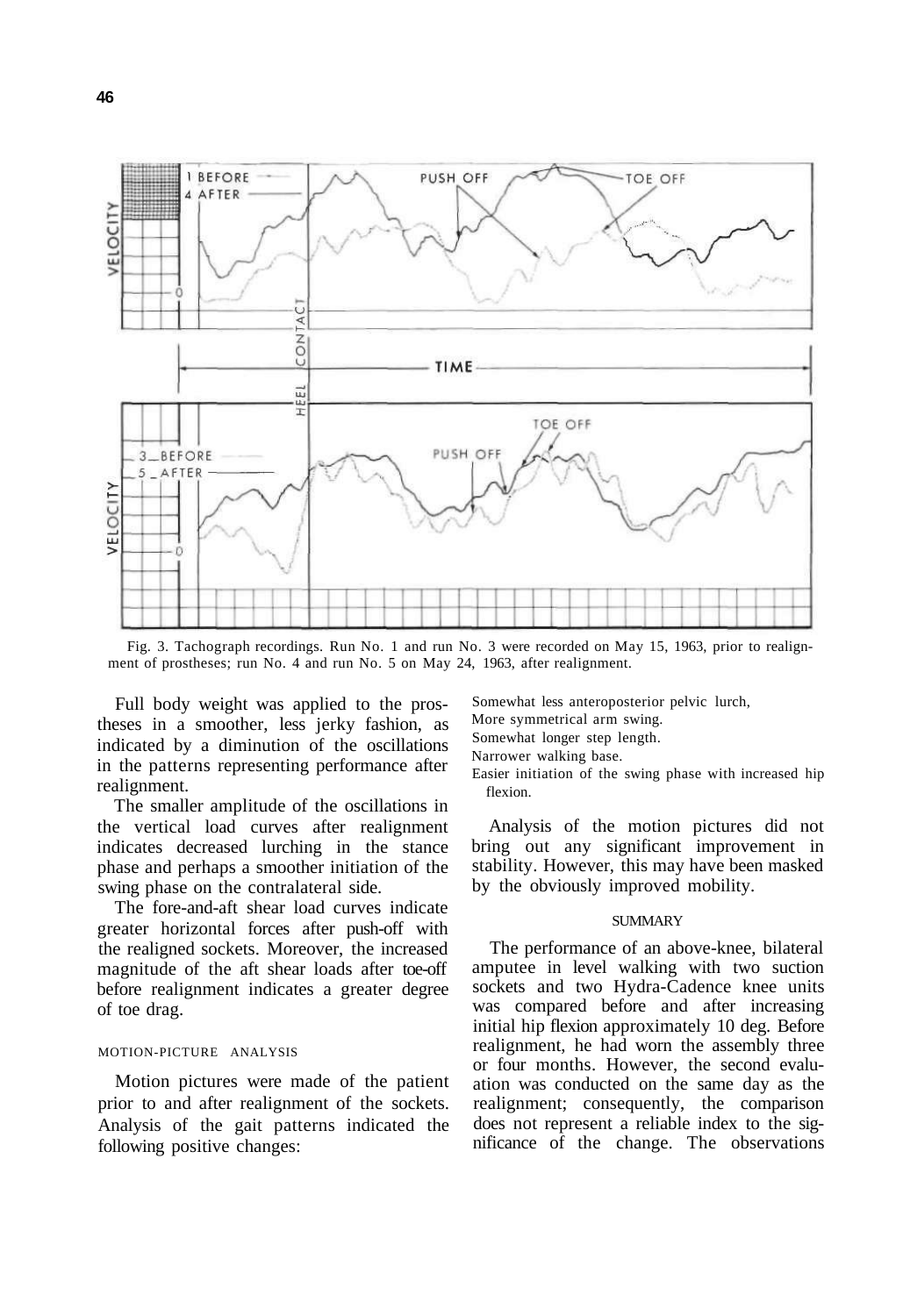Fig. 3. Tachograph recordings. Run No. 1 and run No. 3 were recorded on May 15, 1963, prior to realignment of prostheses; run No. 4 and run No. 5 on May 24, 1963, after realignment.

Full body weight was applied to the prostheses in a smoother, less jerky fashion, as indicated by a diminution of the oscillations in the patterns representing performance after realignment.

The smaller amplitude of the oscillations in the vertical load curves after realignment indicates decreased lurching in the stance phase and perhaps a smoother initiation of the swing phase on the contralateral side.

The fore-and-aft shear load curves indicate greater horizontal forces after push-off with the realigned sockets. Moreover, the increased magnitude of the aft shear loads after toe-off before realignment indicates a greater degree of toe drag.

### MOTION-PICTURE ANALYSIS

Motion pictures were made of the patient prior to and after realignment of the sockets. Analysis of the gait patterns indicated the following positive changes:

Somewhat less anteroposterior pelvic lurch,
More symmetrical arm swing.
Somewhat longer step length.
Narrower walking base.
Easier initiation of the swing phase with increased hip flexion.

Analysis of the motion pictures did not bring out any significant improvement in stability. However, this may have been masked by the obviously improved mobility.

## SUMMARY

The performance of an above-knee, bilateral amputee in level walking with two suction sockets and two Hydra-Cadence knee units was compared before and after increasing initial hip flexion approximately 10 deg. Before realignment, he had worn the assembly three or four months. However, the second evaluation was conducted on the same day as the realignment; consequently, the comparison does not represent a reliable index to the significance of the change. The observations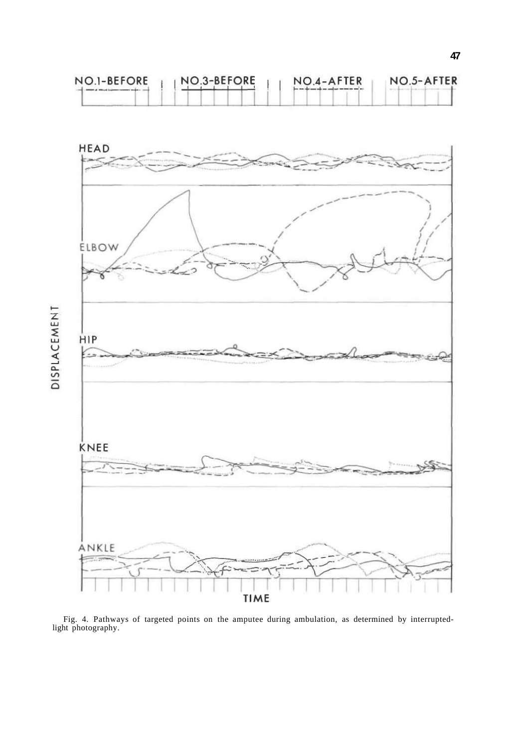Fig. 4. Pathways of targeted points on the amputee during ambulation, as determined by interrupted-light photography.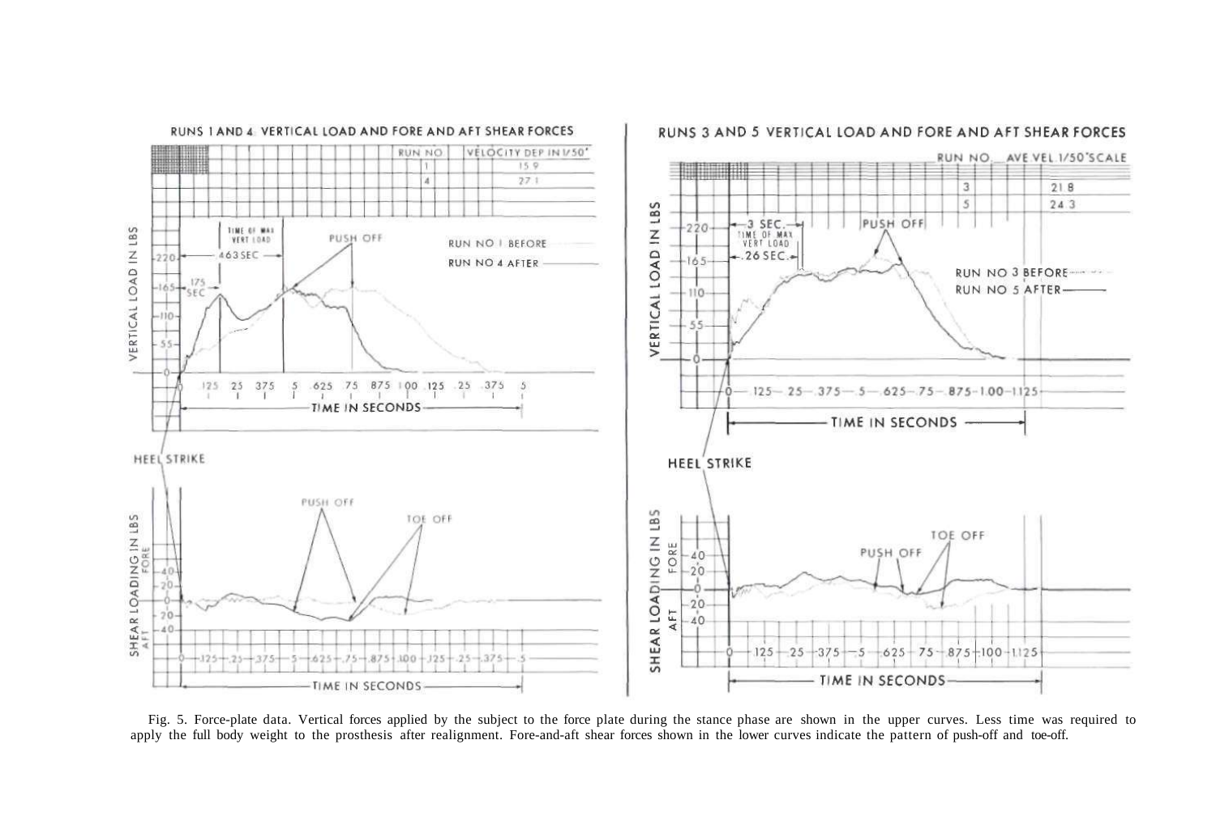Fig. 5. Force-plate data. Vertical forces applied by the subject to the force plate during the stance phase are shown in the upper curves. Less time was required to apply the full body weight to the prosthesis after realignment. Fore-and-aft shear forces shown in the lower curves indicate the pattern of push-off and toe-off.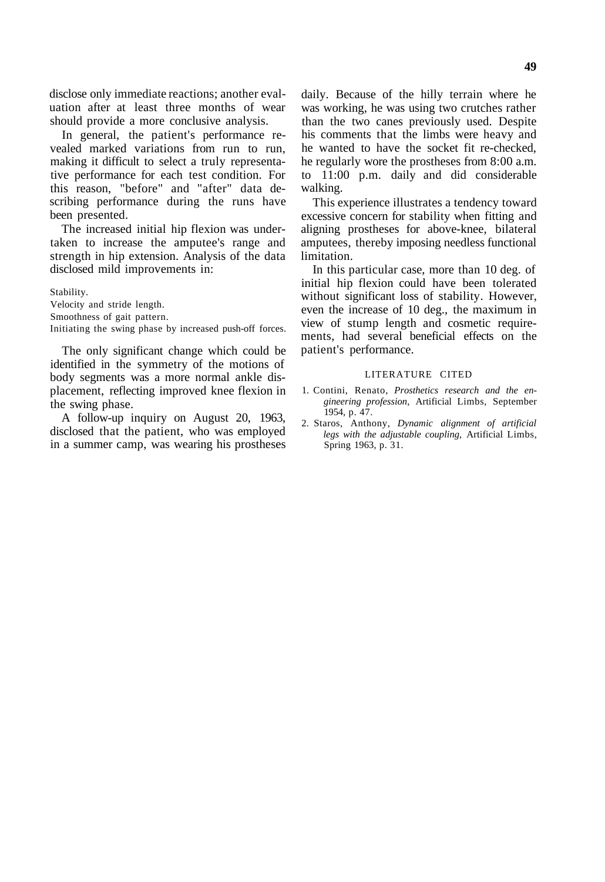disclose only immediate reactions; another evaluation after at least three months of wear should provide a more conclusive analysis.

In general, the patient's performance revealed marked variations from run to run, making it difficult to select a truly representative performance for each test condition. For this reason, "before" and "after" data describing performance during the runs have been presented.

The increased initial hip flexion was undertaken to increase the amputee's range and strength in hip extension. Analysis of the data disclosed mild improvements in:

Stability.
Velocity and stride length.
Smoothness of gait pattern.
Initiating the swing phase by increased push-off forces.

The only significant change which could be identified in the symmetry of the motions of body segments was a more normal ankle displacement, reflecting improved knee flexion in the swing phase.

A follow-up inquiry on August 20, 1963, disclosed that the patient, who was employed in a summer camp, was wearing his prostheses daily. Because of the hilly terrain where he was working, he was using two crutches rather than the two canes previously used. Despite his comments that the limbs were heavy and he wanted to have the socket fit re-checked, he regularly wore the prostheses from 8:00 a.m. to 11:00 p.m. daily and did considerable walking.

This experience illustrates a tendency toward excessive concern for stability when fitting and aligning prostheses for above-knee, bilateral amputees, thereby imposing needless functional limitation.

In this particular case, more than 10 deg. of initial hip flexion could have been tolerated without significant loss of stability. However, even the increase of 10 deg., the maximum in view of stump length and cosmetic requirements, had several beneficial effects on the patient's performance.

## LITERATURE CITED

1. Contini, Renato, *Prosthetics research and the engineering profession,* Artificial Limbs, September 1954, p. 47.
2. Staros, Anthony, *Dynamic alignment of artificial legs with the adjustable coupling,* Artificial Limbs, Spring 1963, p. 31.